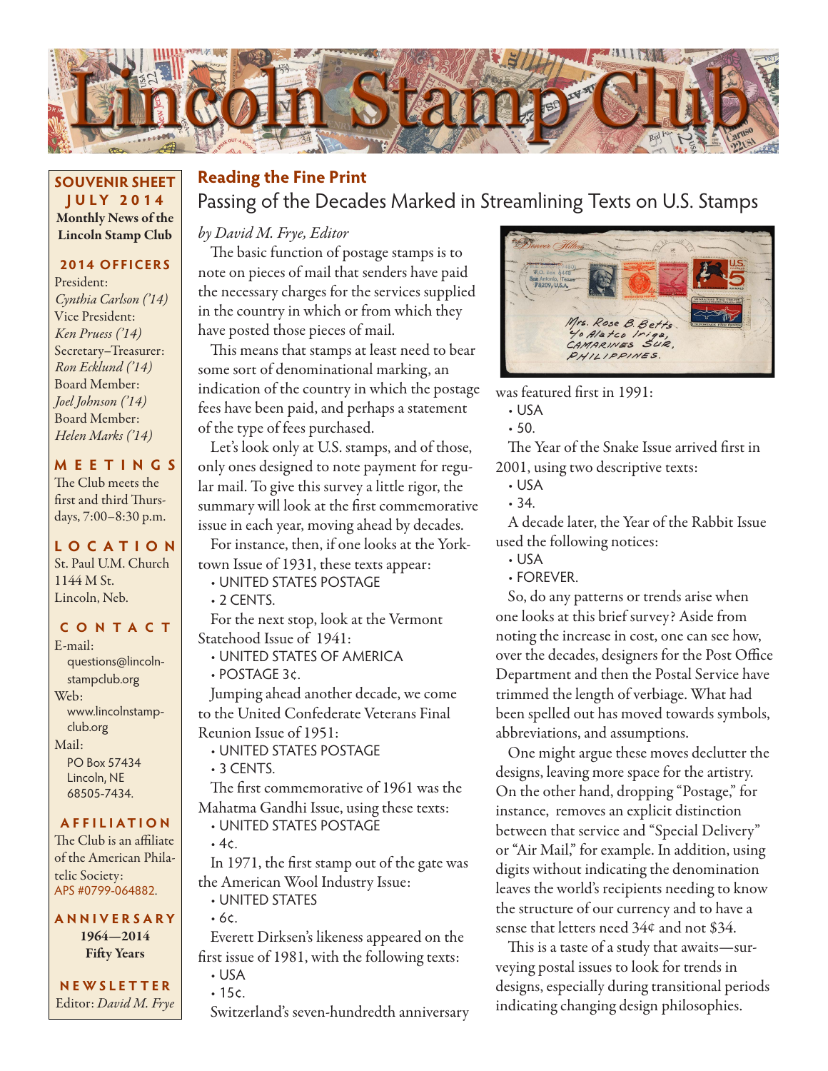# Lincoln Stamp Club

**SOUVENIR SHEET**
**JULY 2014**
**Monthly News of the Lincoln Stamp Club**

**2014 OFFICERS**

President:
*Cynthia Carlson ('14)*
Vice President:
*Ken Pruess ('14)*
Secretary–Treasurer:
*Ron Ecklund ('14)*
Board Member:
*Joel Johnson ('14)*
Board Member:
*Helen Marks ('14)*

**MEETINGS**

The Club meets the first and third Thursdays, 7:00–8:30 p.m.

**LOCATION**

St. Paul U.M. Church
1144 M St.
Lincoln, Neb.

**CONTACT**

E-mail:
questions@lincolnstampclub.org
Web:
www.lincolnstampclub.org
Mail:
PO Box 57434
Lincoln, NE
68505-7434.

**AFFILIATION**

The Club is an affiliate of the American Philatelic Society:
APS #0799-064882.

**ANNIVERSARY**

**1964—2014**
**Fifty Years**

**NEWSLETTER**

Editor: *David M. Frye*

## Reading the Fine Print

### Passing of the Decades Marked in Streamlining Texts on U.S. Stamps

*by David M. Frye, Editor*

The basic function of postage stamps is to note on pieces of mail that senders have paid the necessary charges for the services supplied in the country in which or from which they have posted those pieces of mail.

This means that stamps at least need to bear some sort of denominational marking, an indication of the country in which the postage fees have been paid, and perhaps a statement of the type of fees purchased.

Let's look only at U.S. stamps, and of those, only ones designed to note payment for regular mail. To give this survey a little rigor, the summary will look at the first commemorative issue in each year, moving ahead by decades.

For instance, then, if one looks at the Yorktown Issue of 1931, these texts appear:

- UNITED STATES POSTAGE
- 2 CENTS.

For the next stop, look at the Vermont Statehood Issue of 1941:

- UNITED STATES OF AMERICA
- POSTAGE 3¢.

Jumping ahead another decade, we come to the United Confederate Veterans Final Reunion Issue of 1951:

- UNITED STATES POSTAGE
- 3 CENTS.

The first commemorative of 1961 was the Mahatma Gandhi Issue, using these texts:

- UNITED STATES POSTAGE
- 4¢.

In 1971, the first stamp out of the gate was the American Wool Industry Issue:

- UNITED STATES
- 6¢.

Everett Dirksen's likeness appeared on the first issue of 1981, with the following texts:

- USA
- 15¢.

Switzerland's seven-hundredth anniversary was featured first in 1991:

- USA
- 50.

The Year of the Snake Issue arrived first in 2001, using two descriptive texts:

- USA
- 34.

A decade later, the Year of the Rabbit Issue used the following notices:

- USA
- FOREVER.

So, do any patterns or trends arise when one looks at this brief survey? Aside from noting the increase in cost, one can see how, over the decades, designers for the Post Office Department and then the Postal Service have trimmed the length of verbiage. What had been spelled out has moved towards symbols, abbreviations, and assumptions.

One might argue these moves declutter the designs, leaving more space for the artistry. On the other hand, dropping "Postage," for instance, removes an explicit distinction between that service and "Special Delivery" or "Air Mail," for example. In addition, using digits without indicating the denomination leaves the world's recipients needing to know the structure of our currency and to have a sense that letters need 34¢ and not $34.

This is a taste of a study that awaits—surveying postal issues to look for trends in designs, especially during transitional periods indicating changing design philosophies.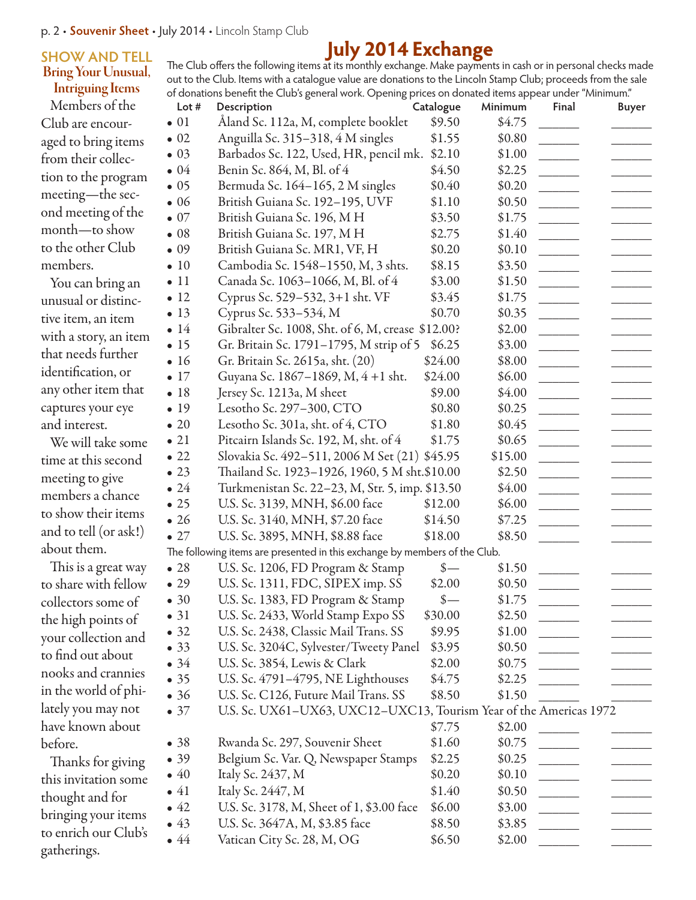## SHOW AND TELL

### Bring Your Unusual, Intriguing Items

Members of the Club are encouraged to bring items from their collection to the program meeting—the second meeting of the month—to show to the other Club members.

You can bring an unusual or distinctive item, an item with a story, an item that needs further identification, or any other item that captures your eye and interest.

We will take some time at this second meeting to give members a chance to show their items and to tell (or ask!) about them.

This is a great way to share with fellow collectors some of the high points of your collection and to find out about nooks and crannies in the world of philately you may not have known about before.

Thanks for giving this invitation some thought and for bringing your items to enrich our Club's gatherings.

# July 2014 Exchange

The Club offers the following items at its monthly exchange. Make payments in cash or in personal checks made out to the Club. Items with a catalogue value are donations to the Lincoln Stamp Club; proceeds from the sale of donations benefit the Club's general work. Opening prices on donated items appear under "Minimum."

| Lot # | Description | Catalogue | Minimum | Final | Buyer |
|---|---|---|---|---|---|
| • 01 | Åland Sc. 112a, M, complete booklet | $9.50 | $4.75 | ______ | ______ |
| • 02 | Anguilla Sc. 315–318, 4 M singles | $1.55 | $0.80 | ______ | ______ |
| • 03 | Barbados Sc. 122, Used, HR, pencil mk. | $2.10 | $1.00 | ______ | ______ |
| • 04 | Benin Sc. 864, M, Bl. of 4 | $4.50 | $2.25 | ______ | ______ |
| • 05 | Bermuda Sc. 164–165, 2 M singles | $0.40 | $0.20 | ______ | ______ |
| • 06 | British Guiana Sc. 192–195, UVF | $1.10 | $0.50 | ______ | ______ |
| • 07 | British Guiana Sc. 196, M H | $3.50 | $1.75 | ______ | ______ |
| • 08 | British Guiana Sc. 197, M H | $2.75 | $1.40 | ______ | ______ |
| • 09 | British Guiana Sc. MR1, VF, H | $0.20 | $0.10 | ______ | ______ |
| • 10 | Cambodia Sc. 1548–1550, M, 3 shts. | $8.15 | $3.50 | ______ | ______ |
| • 11 | Canada Sc. 1063–1066, M, Bl. of 4 | $3.00 | $1.50 | ______ | ______ |
| • 12 | Cyprus Sc. 529–532, 3+1 sht. VF | $3.45 | $1.75 | ______ | ______ |
| • 13 | Cyprus Sc. 533–534, M | $0.70 | $0.35 | ______ | ______ |
| • 14 | Gibralter Sc. 1008, Sht. of 6, M, crease | $12.00? | $2.00 | ______ | ______ |
| • 15 | Gr. Britain Sc. 1791–1795, M strip of 5 | $6.25 | $3.00 | ______ | ______ |
| • 16 | Gr. Britain Sc. 2615a, sht. (20) | $24.00 | $8.00 | ______ | ______ |
| • 17 | Guyana Sc. 1867–1869, M, 4 +1 sht. | $24.00 | $6.00 | ______ | ______ |
| • 18 | Jersey Sc. 1213a, M sheet | $9.00 | $4.00 | ______ | ______ |
| • 19 | Lesotho Sc. 297–300, CTO | $0.80 | $0.25 | ______ | ______ |
| • 20 | Lesotho Sc. 301a, sht. of 4, CTO | $1.80 | $0.45 | ______ | ______ |
| • 21 | Pitcairn Islands Sc. 192, M, sht. of 4 | $1.75 | $0.65 | ______ | ______ |
| • 22 | Slovakia Sc. 492–511, 2006 M Set (21) | $45.95 | $15.00 | ______ | ______ |
| • 23 | Thailand Sc. 1923–1926, 1960, 5 M sht. | $10.00 | $2.50 | ______ | ______ |
| • 24 | Turkmenistan Sc. 22–23, M, Str. 5, imp. | $13.50 | $4.00 | ______ | ______ |
| • 25 | U.S. Sc. 3139, MNH, $6.00 face | $12.00 | $6.00 | ______ | ______ |
| • 26 | U.S. Sc. 3140, MNH, $7.20 face | $14.50 | $7.25 | ______ | ______ |
| • 27 | U.S. Sc. 3895, MNH, $8.88 face | $18.00 | $8.50 | ______ | ______ |
| | The following items are presented in this exchange by members of the Club. | | | | |
| • 28 | U.S. Sc. 1206, FD Program & Stamp | $— | $1.50 | ______ | ______ |
| • 29 | U.S. Sc. 1311, FDC, SIPEX imp. SS | $2.00 | $0.50 | ______ | ______ |
| • 30 | U.S. Sc. 1383, FD Program & Stamp | $— | $1.75 | ______ | ______ |
| • 31 | U.S. Sc. 2433, World Stamp Expo SS | $30.00 | $2.50 | ______ | ______ |
| • 32 | U.S. Sc. 2438, Classic Mail Trans. SS | $9.95 | $1.00 | ______ | ______ |
| • 33 | U.S. Sc. 3204C, Sylvester/Tweety Panel | $3.95 | $0.50 | ______ | ______ |
| • 34 | U.S. Sc. 3854, Lewis & Clark | $2.00 | $0.75 | ______ | ______ |
| • 35 | U.S. Sc. 4791–4795, NE Lighthouses | $4.75 | $2.25 | ______ | ______ |
| • 36 | U.S. Sc. C126, Future Mail Trans. SS | $8.50 | $1.50 | ______ | ______ |
| • 37 | U.S. Sc. UX61–UX63, UXC12–UXC13, Tourism Year of the Americas 1972 | $7.75 | $2.00 | ______ | ______ |
| • 38 | Rwanda Sc. 297, Souvenir Sheet | $1.60 | $0.75 | ______ | ______ |
| • 39 | Belgium Sc. Var. Q, Newspaper Stamps | $2.25 | $0.25 | ______ | ______ |
| • 40 | Italy Sc. 2437, M | $0.20 | $0.10 | ______ | ______ |
| • 41 | Italy Sc. 2447, M | $1.40 | $0.50 | ______ | ______ |
| • 42 | U.S. Sc. 3178, M, Sheet of 1, $3.00 face | $6.00 | $3.00 | ______ | ______ |
| • 43 | U.S. Sc. 3647A, M, $3.85 face | $8.50 | $3.85 | ______ | ______ |
| • 44 | Vatican City Sc. 28, M, OG | $6.50 | $2.00 | ______ | ______ |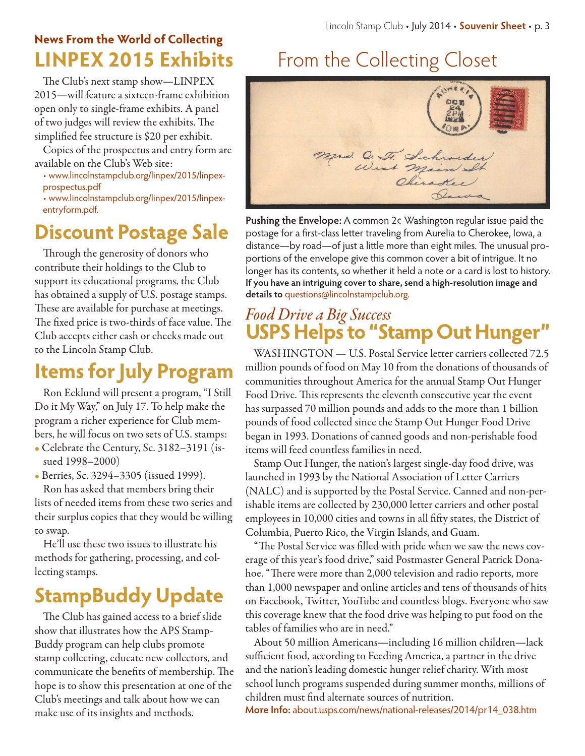### News From the World of Collecting

## LINPEX 2015 Exhibits

The Club's next stamp show—LINPEX 2015—will feature a sixteen-frame exhibition open only to single-frame exhibits. A panel of two judges will review the exhibits. The simplified fee structure is $20 per exhibit.

Copies of the prospectus and entry form are available on the Club's Web site:

- www.lincolnstampclub.org/linpex/2015/linpex-prospectus.pdf
- www.lincolnstampclub.org/linpex/2015/linpex-entryform.pdf.

## Discount Postage Sale

Through the generosity of donors who contribute their holdings to the Club to support its educational programs, the Club has obtained a supply of U.S. postage stamps. These are available for purchase at meetings. The fixed price is two-thirds of face value. The Club accepts either cash or checks made out to the Lincoln Stamp Club.

## Items for July Program

Ron Ecklund will present a program, "I Still Do it My Way," on July 17. To help make the program a richer experience for Club members, he will focus on two sets of U.S. stamps:

- Celebrate the Century, Sc. 3182–3191 (issued 1998–2000)
- Berries, Sc. 3294–3305 (issued 1999).

Ron has asked that members bring their lists of needed items from these two series and their surplus copies that they would be willing to swap.

He'll use these two issues to illustrate his methods for gathering, processing, and collecting stamps.

## StampBuddy Update

The Club has gained access to a brief slide show that illustrates how the APS StampBuddy program can help clubs promote stamp collecting, educate new collectors, and communicate the benefits of membership. The hope is to show this presentation at one of the Club's meetings and talk about how we can make use of its insights and methods.

## From the Collecting Closet

**Pushing the Envelope:** A common 2¢ Washington regular issue paid the postage for a first-class letter traveling from Aurelia to Cherokee, Iowa, a distance—by road—of just a little more than eight miles. The unusual proportions of the envelope give this common cover a bit of intrigue. It no longer has its contents, so whether it held a note or a card is lost to history. **If you have an intriguing cover to share, send a high-resolution image and details to** questions@lincolnstampclub.org.

### *Food Drive a Big Success*

## USPS Helps to "Stamp Out Hunger"

WASHINGTON — U.S. Postal Service letter carriers collected 72.5 million pounds of food on May 10 from the donations of thousands of communities throughout America for the annual Stamp Out Hunger Food Drive. This represents the eleventh consecutive year the event has surpassed 70 million pounds and adds to the more than 1 billion pounds of food collected since the Stamp Out Hunger Food Drive began in 1993. Donations of canned goods and non-perishable food items will feed countless families in need.

Stamp Out Hunger, the nation's largest single-day food drive, was launched in 1993 by the National Association of Letter Carriers (NALC) and is supported by the Postal Service. Canned and non-perishable items are collected by 230,000 letter carriers and other postal employees in 10,000 cities and towns in all fifty states, the District of Columbia, Puerto Rico, the Virgin Islands, and Guam.

"The Postal Service was filled with pride when we saw the news coverage of this year's food drive," said Postmaster General Patrick Donahoe. "There were more than 2,000 television and radio reports, more than 1,000 newspaper and online articles and tens of thousands of hits on Facebook, Twitter, YouTube and countless blogs. Everyone who saw this coverage knew that the food drive was helping to put food on the tables of families who are in need."

About 50 million Americans—including 16 million children—lack sufficient food, according to Feeding America, a partner in the drive and the nation's leading domestic hunger relief charity. With most school lunch programs suspended during summer months, millions of children must find alternate sources of nutrition.

**More Info:** about.usps.com/news/national-releases/2014/pr14_038.htm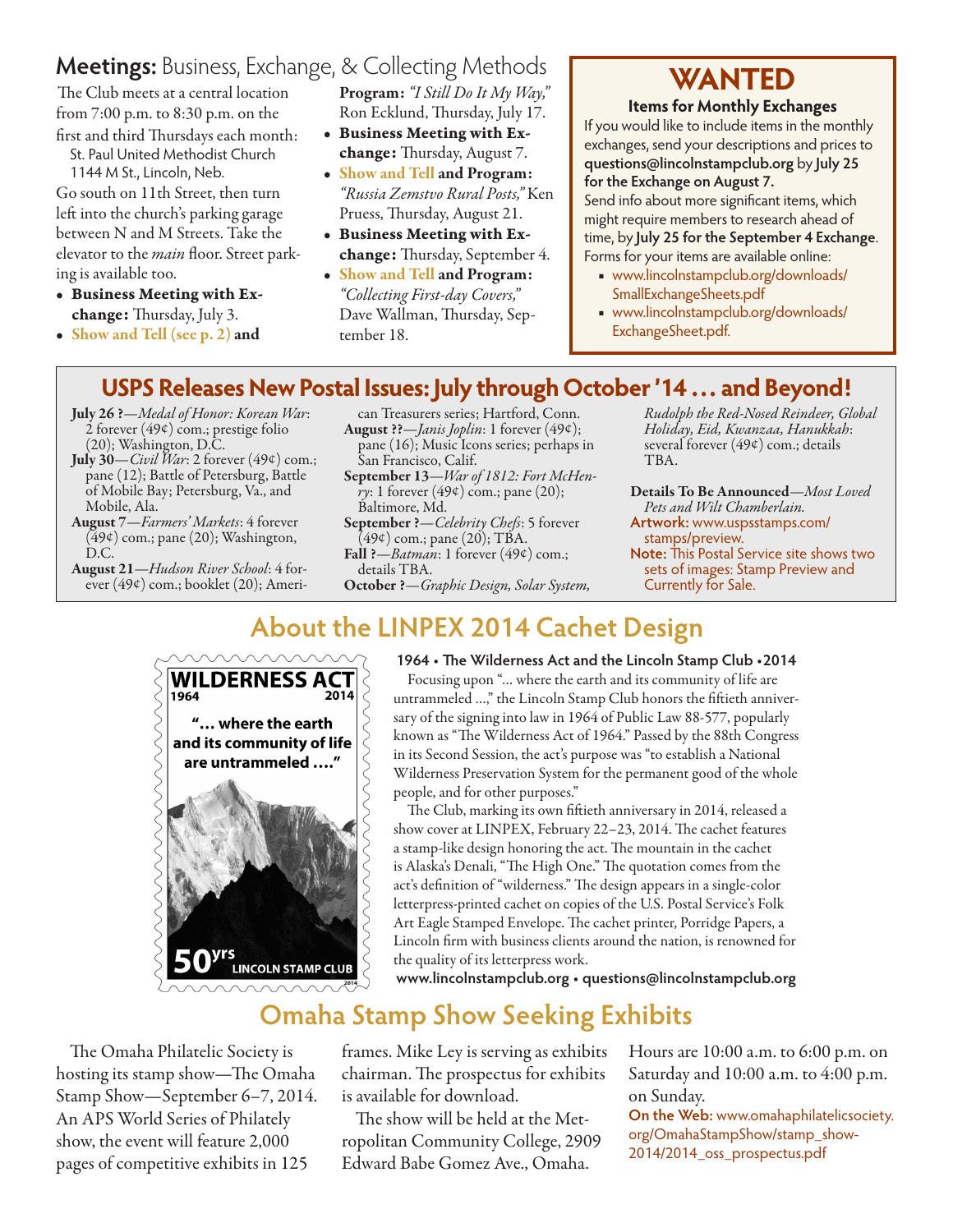## Meetings: Business, Exchange, & Collecting Methods

The Club meets at a central location from 7:00 p.m. to 8:30 p.m. on the first and third Thursdays each month:
St. Paul United Methodist Church
1144 M St., Lincoln, Neb.

Go south on 11th Street, then turn left into the church's parking garage between N and M Streets. Take the elevator to the *main* floor. Street parking is available too.

- **Business Meeting with Exchange:** Thursday, July 3.
- **Show and Tell (see p. 2) and Program:** *"I Still Do It My Way,"* Ron Ecklund, Thursday, July 17.
- **Business Meeting with Exchange:** Thursday, August 7.
- **Show and Tell and Program:** *"Russia Zemstvo Rural Posts,"* Ken Pruess, Thursday, August 21.
- **Business Meeting with Exchange:** Thursday, September 4.
- **Show and Tell and Program:** *"Collecting First-day Covers,"* Dave Wallman, Thursday, September 18.

## WANTED

**Items for Monthly Exchanges**

If you would like to include items in the monthly exchanges, send your descriptions and prices to **questions@lincolnstampclub.org** by **July 25 for the Exchange on August 7.**

Send info about more significant items, which might require members to research ahead of time, by **July 25 for the September 4 Exchange**.

Forms for your items are available online:

- www.lincolnstampclub.org/downloads/SmallExchangeSheets.pdf
- www.lincolnstampclub.org/downloads/ExchangeSheet.pdf.

## USPS Releases New Postal Issues: July through October '14 ... and Beyond!

**July 26 ?**—*Medal of Honor: Korean War*: 2 forever (49¢) com.; prestige folio (20); Washington, D.C.

**July 30**—*Civil War*: 2 forever (49¢) com.; pane (12); Battle of Petersburg, Battle of Mobile Bay; Petersburg, Va., and Mobile, Ala.

**August 7**—*Farmers' Markets*: 4 forever (49¢) com.; pane (20); Washington, D.C.

**August 21**—*Hudson River School*: 4 forever (49¢) com.; booklet (20); American Treasurers series; Hartford, Conn.

**August ??**—*Janis Joplin*: 1 forever (49¢); pane (16); Music Icons series; perhaps in San Francisco, Calif.

**September 13**—*War of 1812: Fort McHenry*: 1 forever (49¢) com.; pane (20); Baltimore, Md.

**September ?**—*Celebrity Chefs*: 5 forever (49¢) com.; pane (20); TBA.

**Fall ?**—*Batman*: 1 forever (49¢) com.; details TBA.

**October ?**—*Graphic Design, Solar System, Rudolph the Red-Nosed Reindeer, Global Holiday, Eid, Kwanzaa, Hanukkah*: several forever (49¢) com.; details TBA.

**Details To Be Announced**—*Most Loved Pets and Wilt Chamberlain.*

**Artwork:** www.uspsstamps.com/stamps/preview.

**Note:** This Postal Service site shows two sets of images: Stamp Preview and Currently for Sale.

## About the LINPEX 2014 Cachet Design

WILDERNESS ACT
1964 2014
"... where the earth and its community of life are untrammeled ...."
50yrs LINCOLN STAMP CLUB
2014

**1964 • The Wilderness Act and the Lincoln Stamp Club •2014**

Focusing upon "... where the earth and its community of life are untrammeled ...," the Lincoln Stamp Club honors the fiftieth anniversary of the signing into law in 1964 of Public Law 88-577, popularly known as "The Wilderness Act of 1964." Passed by the 88th Congress in its Second Session, the act's purpose was "to establish a National Wilderness Preservation System for the permanent good of the whole people, and for other purposes."

The Club, marking its own fiftieth anniversary in 2014, released a show cover at LINPEX, February 22–23, 2014. The cachet features a stamp-like design honoring the act. The mountain in the cachet is Alaska's Denali, "The High One." The quotation comes from the act's definition of "wilderness." The design appears in a single-color letterpress-printed cachet on copies of the U.S. Postal Service's Folk Art Eagle Stamped Envelope. The cachet printer, Porridge Papers, a Lincoln firm with business clients around the nation, is renowned for the quality of its letterpress work.

**www.lincolnstampclub.org • questions@lincolnstampclub.org**

## Omaha Stamp Show Seeking Exhibits

The Omaha Philatelic Society is hosting its stamp show—The Omaha Stamp Show—September 6–7, 2014. An APS World Series of Philately show, the event will feature 2,000 pages of competitive exhibits in 125 frames. Mike Ley is serving as exhibits chairman. The prospectus for exhibits is available for download.

The show will be held at the Metropolitan Community College, 2909 Edward Babe Gomez Ave., Omaha.

Hours are 10:00 a.m. to 6:00 p.m. on Saturday and 10:00 a.m. to 4:00 p.m. on Sunday.

**On the Web:** www.omahaphilatelicsociety.org/OmahaStampShow/stamp_show-2014/2014_oss_prospectus.pdf